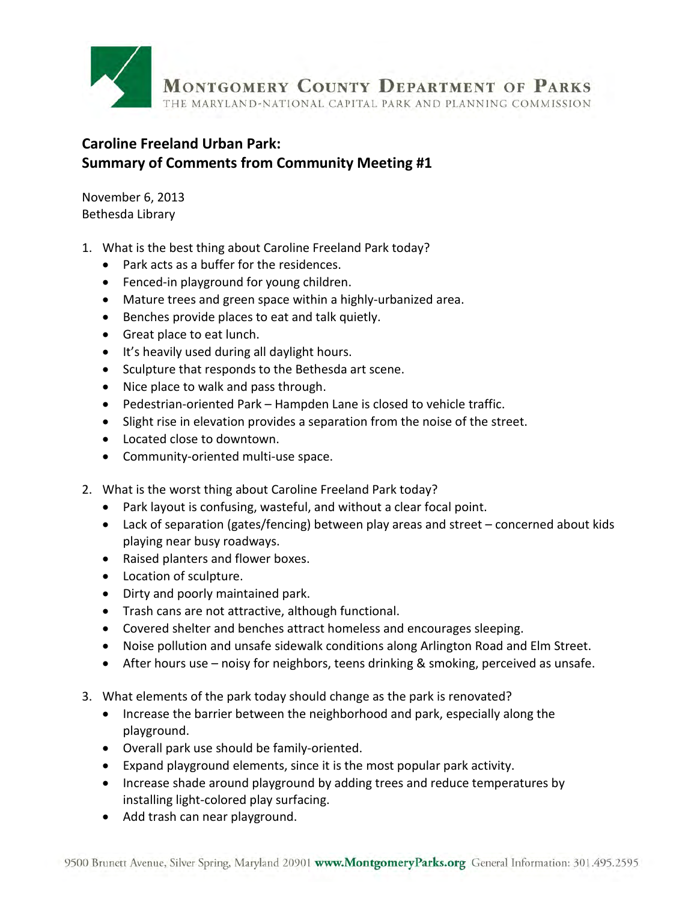MONTGOMERY COUNTY DEPARTMENT OF PARKS
THE MARYLAND-NATIONAL CAPITAL PARK AND PLANNING COMMISSION

# Caroline Freeland Urban Park: Summary of Comments from Community Meeting #1

November 6, 2013
Bethesda Library

1. What is the best thing about Caroline Freeland Park today?
   - Park acts as a buffer for the residences.
   - Fenced-in playground for young children.
   - Mature trees and green space within a highly-urbanized area.
   - Benches provide places to eat and talk quietly.
   - Great place to eat lunch.
   - It's heavily used during all daylight hours.
   - Sculpture that responds to the Bethesda art scene.
   - Nice place to walk and pass through.
   - Pedestrian-oriented Park – Hampden Lane is closed to vehicle traffic.
   - Slight rise in elevation provides a separation from the noise of the street.
   - Located close to downtown.
   - Community-oriented multi-use space.

2. What is the worst thing about Caroline Freeland Park today?
   - Park layout is confusing, wasteful, and without a clear focal point.
   - Lack of separation (gates/fencing) between play areas and street – concerned about kids playing near busy roadways.
   - Raised planters and flower boxes.
   - Location of sculpture.
   - Dirty and poorly maintained park.
   - Trash cans are not attractive, although functional.
   - Covered shelter and benches attract homeless and encourages sleeping.
   - Noise pollution and unsafe sidewalk conditions along Arlington Road and Elm Street.
   - After hours use – noisy for neighbors, teens drinking & smoking, perceived as unsafe.

3. What elements of the park today should change as the park is renovated?
   - Increase the barrier between the neighborhood and park, especially along the playground.
   - Overall park use should be family-oriented.
   - Expand playground elements, since it is the most popular park activity.
   - Increase shade around playground by adding trees and reduce temperatures by installing light-colored play surfacing.
   - Add trash can near playground.

9500 Brunett Avenue, Silver Spring, Maryland 20901 **www.MontgomeryParks.org** General Information: 301.495.2595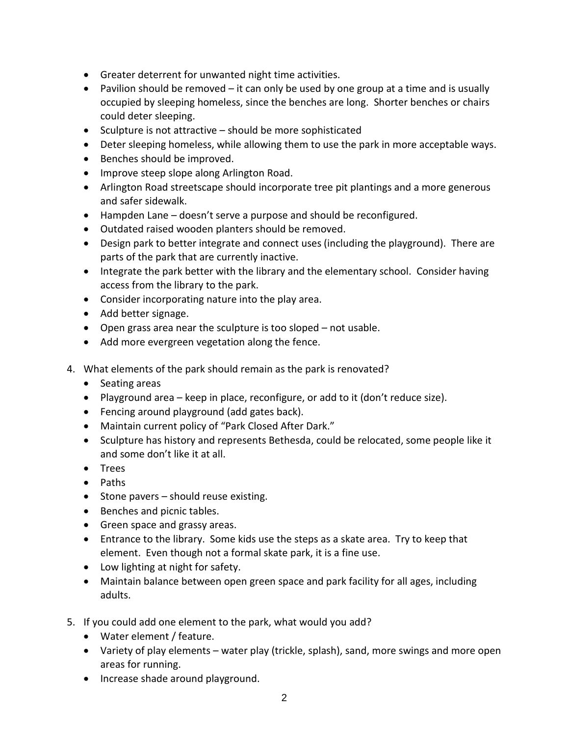- Greater deterrent for unwanted night time activities.
- Pavilion should be removed – it can only be used by one group at a time and is usually occupied by sleeping homeless, since the benches are long. Shorter benches or chairs could deter sleeping.
- Sculpture is not attractive – should be more sophisticated
- Deter sleeping homeless, while allowing them to use the park in more acceptable ways.
- Benches should be improved.
- Improve steep slope along Arlington Road.
- Arlington Road streetscape should incorporate tree pit plantings and a more generous and safer sidewalk.
- Hampden Lane – doesn't serve a purpose and should be reconfigured.
- Outdated raised wooden planters should be removed.
- Design park to better integrate and connect uses (including the playground). There are parts of the park that are currently inactive.
- Integrate the park better with the library and the elementary school. Consider having access from the library to the park.
- Consider incorporating nature into the play area.
- Add better signage.
- Open grass area near the sculpture is too sloped – not usable.
- Add more evergreen vegetation along the fence.

4. What elements of the park should remain as the park is renovated?
   - Seating areas
   - Playground area – keep in place, reconfigure, or add to it (don't reduce size).
   - Fencing around playground (add gates back).
   - Maintain current policy of "Park Closed After Dark."
   - Sculpture has history and represents Bethesda, could be relocated, some people like it and some don't like it at all.
   - Trees
   - Paths
   - Stone pavers – should reuse existing.
   - Benches and picnic tables.
   - Green space and grassy areas.
   - Entrance to the library. Some kids use the steps as a skate area. Try to keep that element. Even though not a formal skate park, it is a fine use.
   - Low lighting at night for safety.
   - Maintain balance between open green space and park facility for all ages, including adults.

5. If you could add one element to the park, what would you add?
   - Water element / feature.
   - Variety of play elements – water play (trickle, splash), sand, more swings and more open areas for running.
   - Increase shade around playground.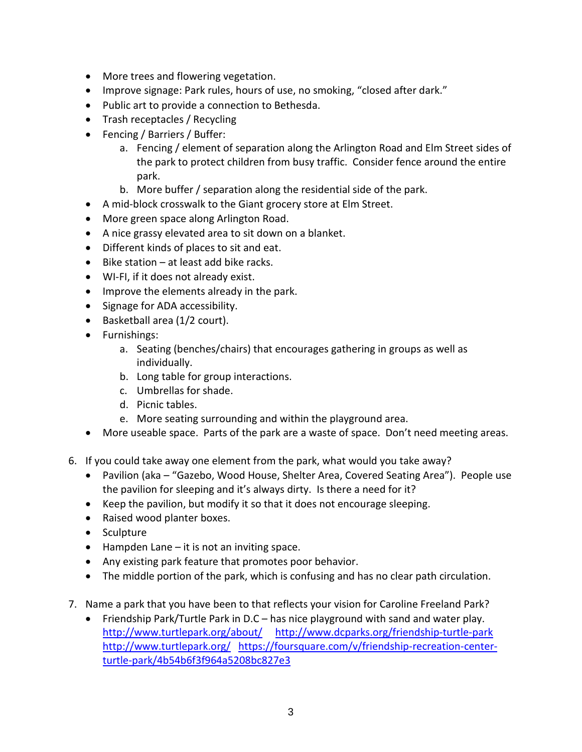- More trees and flowering vegetation.
- Improve signage: Park rules, hours of use, no smoking, “closed after dark.”
- Public art to provide a connection to Bethesda.
- Trash receptacles / Recycling
- Fencing / Barriers / Buffer:
    a. Fencing / element of separation along the Arlington Road and Elm Street sides of the park to protect children from busy traffic. Consider fence around the entire park.
    b. More buffer / separation along the residential side of the park.
- A mid-block crosswalk to the Giant grocery store at Elm Street.
- More green space along Arlington Road.
- A nice grassy elevated area to sit down on a blanket.
- Different kinds of places to sit and eat.
- Bike station – at least add bike racks.
- WI-FI, if it does not already exist.
- Improve the elements already in the park.
- Signage for ADA accessibility.
- Basketball area (1/2 court).
- Furnishings:
    a. Seating (benches/chairs) that encourages gathering in groups as well as individually.
    b. Long table for group interactions.
    c. Umbrellas for shade.
    d. Picnic tables.
    e. More seating surrounding and within the playground area.
- More useable space. Parts of the park are a waste of space. Don’t need meeting areas.

6. If you could take away one element from the park, what would you take away?
    - Pavilion (aka – “Gazebo, Wood House, Shelter Area, Covered Seating Area”). People use the pavilion for sleeping and it’s always dirty. Is there a need for it?
    - Keep the pavilion, but modify it so that it does not encourage sleeping.
    - Raised wood planter boxes.
    - Sculpture
    - Hampden Lane – it is not an inviting space.
    - Any existing park feature that promotes poor behavior.
    - The middle portion of the park, which is confusing and has no clear path circulation.

7. Name a park that you have been to that reflects your vision for Caroline Freeland Park?
    - Friendship Park/Turtle Park in D.C – has nice playground with sand and water play. http://www.turtlepark.org/about/ http://www.dcparks.org/friendship-turtle-park http://www.turtlepark.org/ https://foursquare.com/v/friendship-recreation-center-turtle-park/4b54b6f3f964a5208bc827e3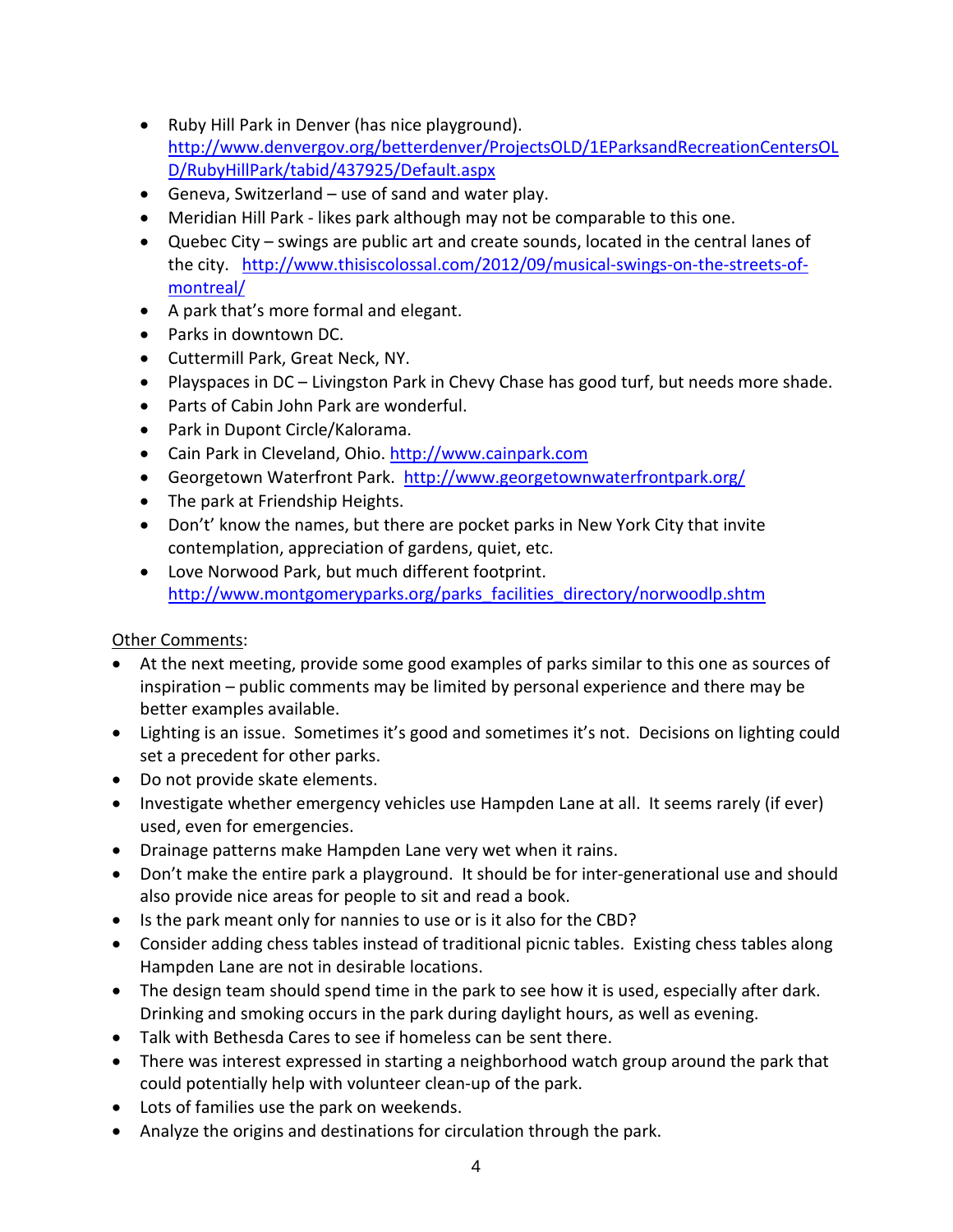- Ruby Hill Park in Denver (has nice playground). http://www.denvergov.org/betterdenver/ProjectsOLD/1EParksandRecreationCentersOLD/RubyHillPark/tabid/437925/Default.aspx
- Geneva, Switzerland – use of sand and water play.
- Meridian Hill Park - likes park although may not be comparable to this one.
- Quebec City – swings are public art and create sounds, located in the central lanes of the city. http://www.thisiscolossal.com/2012/09/musical-swings-on-the-streets-of-montreal/
- A park that's more formal and elegant.
- Parks in downtown DC.
- Cuttermill Park, Great Neck, NY.
- Playspaces in DC – Livingston Park in Chevy Chase has good turf, but needs more shade.
- Parts of Cabin John Park are wonderful.
- Park in Dupont Circle/Kalorama.
- Cain Park in Cleveland, Ohio. http://www.cainpark.com
- Georgetown Waterfront Park. http://www.georgetownwaterfrontpark.org/
- The park at Friendship Heights.
- Don't' know the names, but there are pocket parks in New York City that invite contemplation, appreciation of gardens, quiet, etc.
- Love Norwood Park, but much different footprint. http://www.montgomeryparks.org/parks_facilities_directory/norwoodlp.shtm

Other Comments:

- At the next meeting, provide some good examples of parks similar to this one as sources of inspiration – public comments may be limited by personal experience and there may be better examples available.
- Lighting is an issue. Sometimes it's good and sometimes it's not. Decisions on lighting could set a precedent for other parks.
- Do not provide skate elements.
- Investigate whether emergency vehicles use Hampden Lane at all. It seems rarely (if ever) used, even for emergencies.
- Drainage patterns make Hampden Lane very wet when it rains.
- Don't make the entire park a playground. It should be for inter-generational use and should also provide nice areas for people to sit and read a book.
- Is the park meant only for nannies to use or is it also for the CBD?
- Consider adding chess tables instead of traditional picnic tables. Existing chess tables along Hampden Lane are not in desirable locations.
- The design team should spend time in the park to see how it is used, especially after dark. Drinking and smoking occurs in the park during daylight hours, as well as evening.
- Talk with Bethesda Cares to see if homeless can be sent there.
- There was interest expressed in starting a neighborhood watch group around the park that could potentially help with volunteer clean-up of the park.
- Lots of families use the park on weekends.
- Analyze the origins and destinations for circulation through the park.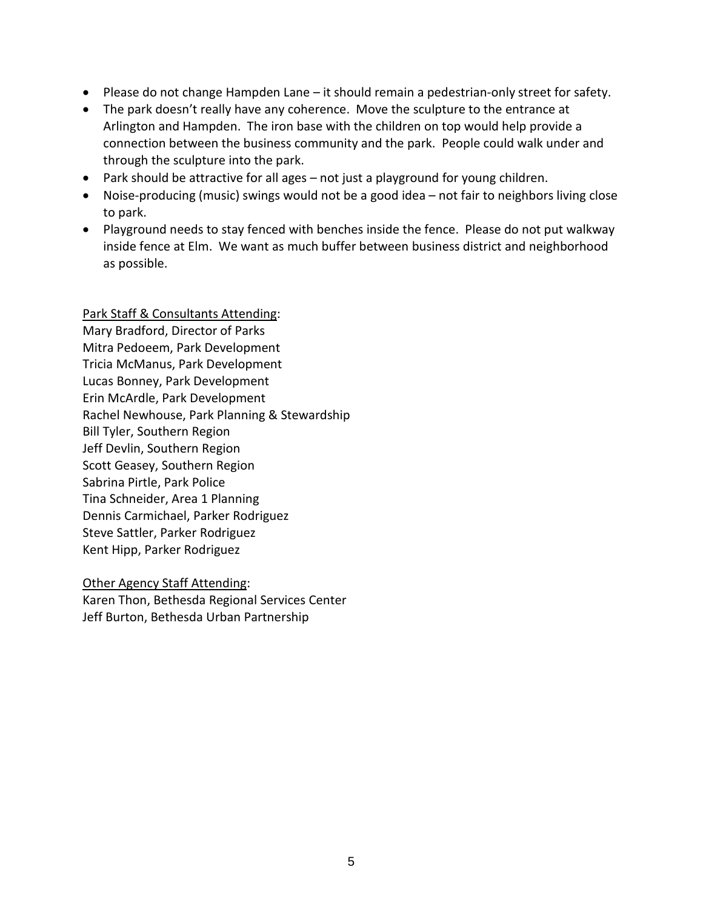- Please do not change Hampden Lane – it should remain a pedestrian-only street for safety.
- The park doesn't really have any coherence. Move the sculpture to the entrance at Arlington and Hampden. The iron base with the children on top would help provide a connection between the business community and the park. People could walk under and through the sculpture into the park.
- Park should be attractive for all ages – not just a playground for young children.
- Noise-producing (music) swings would not be a good idea – not fair to neighbors living close to park.
- Playground needs to stay fenced with benches inside the fence. Please do not put walkway inside fence at Elm. We want as much buffer between business district and neighborhood as possible.

Park Staff & Consultants Attending:
Mary Bradford, Director of Parks
Mitra Pedoeem, Park Development
Tricia McManus, Park Development
Lucas Bonney, Park Development
Erin McArdle, Park Development
Rachel Newhouse, Park Planning & Stewardship
Bill Tyler, Southern Region
Jeff Devlin, Southern Region
Scott Geasey, Southern Region
Sabrina Pirtle, Park Police
Tina Schneider, Area 1 Planning
Dennis Carmichael, Parker Rodriguez
Steve Sattler, Parker Rodriguez
Kent Hipp, Parker Rodriguez

Other Agency Staff Attending:
Karen Thon, Bethesda Regional Services Center
Jeff Burton, Bethesda Urban Partnership